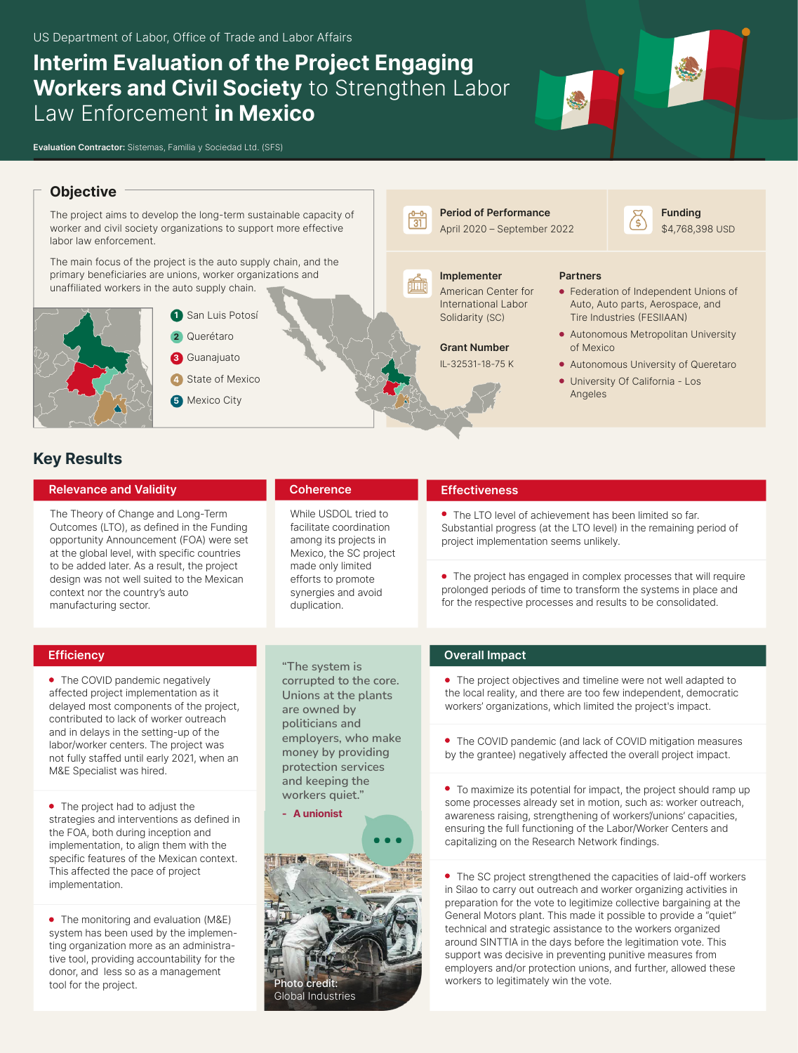US Department of Labor, Office of Trade and Labor Affairs

# Interim Evaluation of the Project Engaging Workers and Civil Society to Strengthen Labor Law Enforcement in Mexico

**Evaluation Contractor:** Sistemas, Familia y Sociedad Ltd. (SFS)

## Objective

The project aims to develop the long-term sustainable capacity of worker and civil society organizations to support more effective labor law enforcement.

The main focus of the project is the auto supply chain, and the primary beneficiaries are unions, worker organizations and unaffiliated workers in the auto supply chain.

1. San Luis Potosí
2. Querétaro
3. Guanajuato
4. State of Mexico
5. Mexico City

**Period of Performance**
April 2020 – September 2022

**Funding**
$4,768,398 USD

**Implementer**
American Center for International Labor Solidarity (SC)

**Grant Number**
IL-32531-18-75 K

**Partners**
- Federation of Independent Unions of Auto, Auto parts, Aerospace, and Tire Industries (FESIIAAN)
- Autonomous Metropolitan University of Mexico
- Autonomous University of Queretaro
- University Of California - Los Angeles

## Key Results

### Relevance and Validity

The Theory of Change and Long-Term Outcomes (LTO), as defined in the Funding opportunity Announcement (FOA) were set at the global level, with specific countries to be added later. As a result, the project design was not well suited to the Mexican context nor the country's auto manufacturing sector.

### Coherence

While USDOL tried to facilitate coordination among its projects in Mexico, the SC project made only limited efforts to promote synergies and avoid duplication.

### Effectiveness

- The LTO level of achievement has been limited so far. Substantial progress (at the LTO level) in the remaining period of project implementation seems unlikely.
- The project has engaged in complex processes that will require prolonged periods of time to transform the systems in place and for the respective processes and results to be consolidated.

### Efficiency

- The COVID pandemic negatively affected project implementation as it delayed most components of the project, contributed to lack of worker outreach and in delays in the setting-up of the labor/worker centers. The project was not fully staffed until early 2021, when an M&E Specialist was hired.
- The project had to adjust the strategies and interventions as defined in the FOA, both during inception and implementation, to align them with the specific features of the Mexican context. This affected the pace of project implementation.
- The monitoring and evaluation (M&E) system has been used by the implementing organization more as an administrative tool, providing accountability for the donor, and less so as a management tool for the project.

"The system is corrupted to the core. Unions at the plants are owned by politicians and employers, who make money by providing protection services and keeping the workers quiet."

\- **A unionist**

Photo credit: Global Industries

### Overall Impact

- The project objectives and timeline were not well adapted to the local reality, and there are too few independent, democratic workers' organizations, which limited the project's impact.
- The COVID pandemic (and lack of COVID mitigation measures by the grantee) negatively affected the overall project impact.
- To maximize its potential for impact, the project should ramp up some processes already set in motion, such as: worker outreach, awareness raising, strengthening of workers'/unions' capacities, ensuring the full functioning of the Labor/Worker Centers and capitalizing on the Research Network findings.
- The SC project strengthened the capacities of laid-off workers in Silao to carry out outreach and worker organizing activities in preparation for the vote to legitimize collective bargaining at the General Motors plant. This made it possible to provide a "quiet" technical and strategic assistance to the workers organized around SINTTIA in the days before the legitimation vote. This support was decisive in preventing punitive measures from employers and/or protection unions, and further, allowed these workers to legitimately win the vote.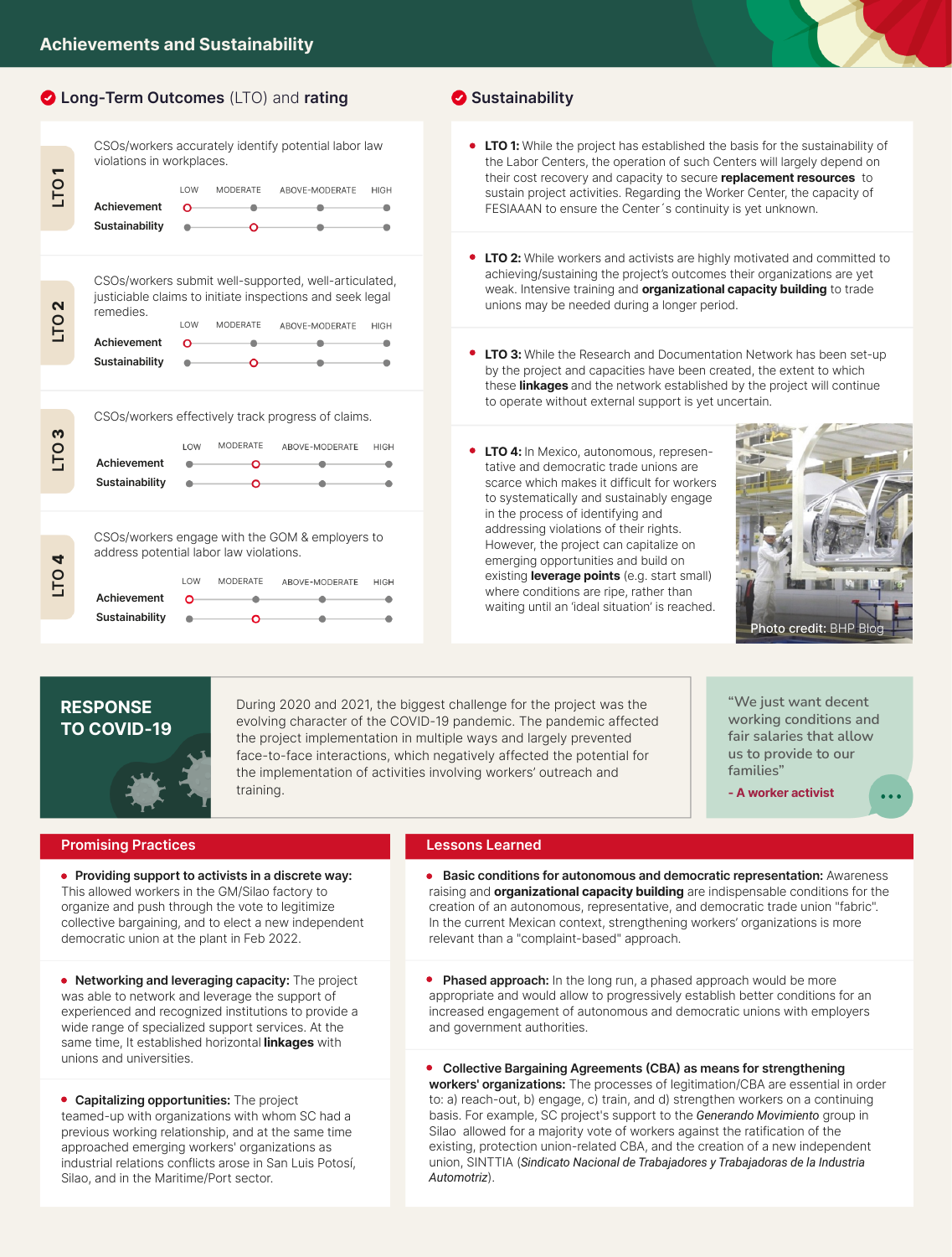## Achievements and Sustainability

### Long-Term Outcomes (LTO) and rating

**LTO 1** — CSOs/workers accurately identify potential labor law violations in workplaces.

| | LOW | MODERATE | ABOVE-MODERATE | HIGH |
|---|---|---|---|---|
| Achievement | ○ | | | |
| Sustainability | | ○ | | |

**LTO 2** — CSOs/workers submit well-supported, well-articulated, justiciable claims to initiate inspections and seek legal remedies.

| | LOW | MODERATE | ABOVE-MODERATE | HIGH |
|---|---|---|---|---|
| Achievement | ○ | | | |
| Sustainability | | ○ | | |

**LTO 3** — CSOs/workers effectively track progress of claims.

| | LOW | MODERATE | ABOVE-MODERATE | HIGH |
|---|---|---|---|---|
| Achievement | | ○ | | |
| Sustainability | | ○ | | |

**LTO 4** — CSOs/workers engage with the GOM & employers to address potential labor law violations.

| | LOW | MODERATE | ABOVE-MODERATE | HIGH |
|---|---|---|---|---|
| Achievement | ○ | | | |
| Sustainability | | ○ | | |

### Sustainability

- **LTO 1:** While the project has established the basis for the sustainability of the Labor Centers, the operation of such Centers will largely depend on their cost recovery and capacity to secure **replacement resources** to sustain project activities. Regarding the Worker Center, the capacity of FESIAAAN to ensure the Center´s continuity is yet unknown.
- **LTO 2:** While workers and activists are highly motivated and committed to achieving/sustaining the project's outcomes their organizations are yet weak. Intensive training and **organizational capacity building** to trade unions may be needed during a longer period.
- **LTO 3:** While the Research and Documentation Network has been set-up by the project and capacities have been created, the extent to which these **linkages** and the network established by the project will continue to operate without external support is yet uncertain.
- **LTO 4:** In Mexico, autonomous, representative and democratic trade unions are scarce which makes it difficult for workers to systematically and sustainably engage in the process of identifying and addressing violations of their rights. However, the project can capitalize on emerging opportunities and build on existing **leverage points** (e.g. start small) where conditions are ripe, rather than waiting until an 'ideal situation' is reached.

Photo credit: BHP Blog

## RESPONSE TO COVID-19

During 2020 and 2021, the biggest challenge for the project was the evolving character of the COVID-19 pandemic. The pandemic affected the project implementation in multiple ways and largely prevented face-to-face interactions, which negatively affected the potential for the implementation of activities involving workers' outreach and training.

> "We just want decent working conditions and fair salaries that allow us to provide to our families"
>
> **- A worker activist**

## Promising Practices

- **Providing support to activists in a discrete way:** This allowed workers in the GM/Silao factory to organize and push through the vote to legitimize collective bargaining, and to elect a new independent democratic union at the plant in Feb 2022.
- **Networking and leveraging capacity:** The project was able to network and leverage the support of experienced and recognized institutions to provide a wide range of specialized support services. At the same time, It established horizontal **linkages** with unions and universities.
- **Capitalizing opportunities:** The project teamed-up with organizations with whom SC had a previous working relationship, and at the same time approached emerging workers' organizations as industrial relations conflicts arose in San Luis Potosí, Silao, and in the Maritime/Port sector.

## Lessons Learned

- **Basic conditions for autonomous and democratic representation:** Awareness raising and **organizational capacity building** are indispensable conditions for the creation of an autonomous, representative, and democratic trade union "fabric". In the current Mexican context, strengthening workers' organizations is more relevant than a "complaint-based" approach.
- **Phased approach:** In the long run, a phased approach would be more appropriate and would allow to progressively establish better conditions for an increased engagement of autonomous and democratic unions with employers and government authorities.
- **Collective Bargaining Agreements (CBA) as means for strengthening workers' organizations:** The processes of legitimation/CBA are essential in order to: a) reach-out, b) engage, c) train, and d) strengthen workers on a continuing basis. For example, SC project's support to the *Generando Movimiento* group in Silao allowed for a majority vote of workers against the ratification of the existing, protection union-related CBA, and the creation of a new independent union, SINTTIA (*Sindicato Nacional de Trabajadores y Trabajadoras de la Industria Automotriz*).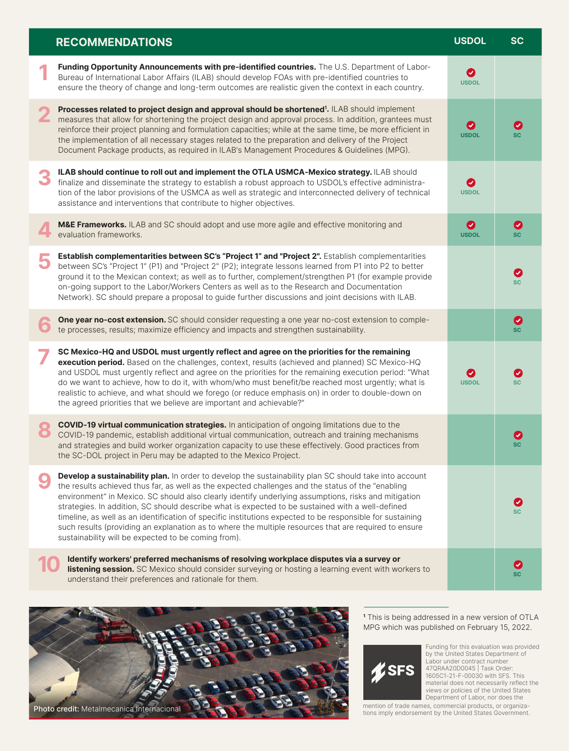| | RECOMMENDATIONS | USDOL | SC |
|---|---|---|---|
| 1 | **Funding Opportunity Announcements with pre-identified countries.** The U.S. Department of Labor-Bureau of International Labor Affairs (ILAB) should develop FOAs with pre-identified countries to ensure the theory of change and long-term outcomes are realistic given the context in each country. | ✔ USDOL | |
| 2 | **Processes related to project design and approval should be shortened[1].** ILAB should implement measures that allow for shortening the project design and approval process. In addition, grantees must reinforce their project planning and formulation capacities; while at the same time, be more efficient in the implementation of all necessary stages related to the preparation and delivery of the Project Document Package products, as required in ILAB's Management Procedures & Guidelines (MPG). | ✔ USDOL | ✔ SC |
| 3 | **ILAB should continue to roll out and implement the OTLA USMCA-Mexico strategy.** ILAB should finalize and disseminate the strategy to establish a robust approach to USDOL's effective administration of the labor provisions of the USMCA as well as strategic and interconnected delivery of technical assistance and interventions that contribute to higher objectives. | ✔ USDOL | |
| 4 | **M&E Frameworks.** ILAB and SC should adopt and use more agile and effective monitoring and evaluation frameworks. | ✔ USDOL | ✔ SC |
| 5 | **Establish complementarities between SC's "Project 1" and "Project 2".** Establish complementarities between SC's "Project 1" (P1) and "Project 2" (P2); integrate lessons learned from P1 into P2 to better ground it to the Mexican context; as well as to further, complement/strengthen P1 (for example provide on-going support to the Labor/Workers Centers as well as to the Research and Documentation Network). SC should prepare a proposal to guide further discussions and joint decisions with ILAB. | | ✔ SC |
| 6 | **One year no-cost extension.** SC should consider requesting a one year no-cost extension to complete processes, results; maximize efficiency and impacts and strengthen sustainability. | | ✔ SC |
| 7 | **SC Mexico-HQ and USDOL must urgently reflect and agree on the priorities for the remaining execution period.** Based on the challenges, context, results (achieved and planned) SC Mexico-HQ and USDOL must urgently reflect and agree on the priorities for the remaining execution period: "What do we want to achieve, how to do it, with whom/who must benefit/be reached most urgently; what is realistic to achieve, and what should we forego (or reduce emphasis on) in order to double-down on the agreed priorities that we believe are important and achievable?" | ✔ USDOL | ✔ SC |
| 8 | **COVID-19 virtual communication strategies.** In anticipation of ongoing limitations due to the COVID-19 pandemic, establish additional virtual communication, outreach and training mechanisms and strategies and build worker organization capacity to use these effectively. Good practices from the SC-DOL project in Peru may be adapted to the Mexico Project. | | ✔ SC |
| 9 | **Develop a sustainability plan.** In order to develop the sustainability plan SC should take into account the results achieved thus far, as well as the expected challenges and the status of the "enabling environment" in Mexico. SC should also clearly identify underlying assumptions, risks and mitigation strategies. In addition, SC should describe what is expected to be sustained with a well-defined timeline, as well as an identification of specific institutions expected to be responsible for sustaining such results (providing an explanation as to where the multiple resources that are required to ensure sustainability will be expected to be coming from). | | ✔ SC |
| 10 | **Identify workers' preferred mechanisms of resolving workplace disputes via a survey or listening session.** SC Mexico should consider surveying or hosting a learning event with workers to understand their preferences and rationale for them. | | ✔ SC |

Photo credit: Metalmecanica Internacional

[1] This is being addressed in a new version of OTLA MPG which was published on February 15, 2022.

SFS

Funding for this evaluation was provided by the United States Department of Labor under contract number 47QRAA20D0045 | Task Order: 1605C1-21-F-00030 with SFS. This material does not necessarily reflect the views or policies of the United States Department of Labor, nor does the mention of trade names, commercial products, or organizations imply endorsement by the United States Government.